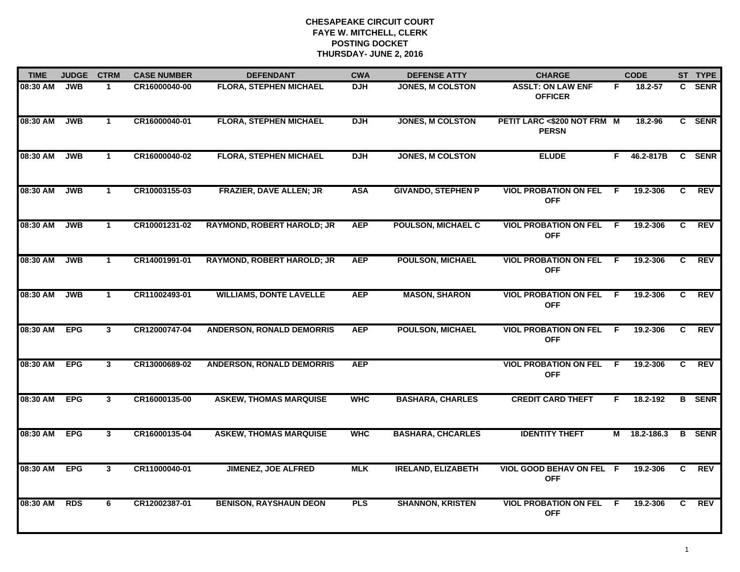# CHESAPEAKE CIRCUIT COURT
## FAYE W. MITCHELL, CLERK
## POSTING DOCKET
## THURSDAY- JUNE 2, 2016

| TIME | JUDGE | CTRM | CASE NUMBER | DEFENDANT | CWA | DEFENSE ATTY | CHARGE | | CODE | ST | TYPE |
|---|---|---|---|---|---|---|---|---|---|---|---|
| 08:30 AM | JWB | 1 | CR16000040-00 | FLORA, STEPHEN MICHAEL | DJH | JONES, M COLSTON | ASSLT: ON LAW ENF OFFICER | F | 18.2-57 | C | SENR |
| 08:30 AM | JWB | 1 | CR16000040-01 | FLORA, STEPHEN MICHAEL | DJH | JONES, M COLSTON | PETIT LARC <$200 NOT FRM PERSN | M | 18.2-96 | C | SENR |
| 08:30 AM | JWB | 1 | CR16000040-02 | FLORA, STEPHEN MICHAEL | DJH | JONES, M COLSTON | ELUDE | F | 46.2-817B | C | SENR |
| 08:30 AM | JWB | 1 | CR10003155-03 | FRAZIER, DAVE ALLEN; JR | ASA | GIVANDO, STEPHEN P | VIOL PROBATION ON FEL OFF | F | 19.2-306 | C | REV |
| 08:30 AM | JWB | 1 | CR10001231-02 | RAYMOND, ROBERT HAROLD; JR | AEP | POULSON, MICHAEL C | VIOL PROBATION ON FEL OFF | F | 19.2-306 | C | REV |
| 08:30 AM | JWB | 1 | CR14001991-01 | RAYMOND, ROBERT HAROLD; JR | AEP | POULSON, MICHAEL | VIOL PROBATION ON FEL OFF | F | 19.2-306 | C | REV |
| 08:30 AM | JWB | 1 | CR11002493-01 | WILLIAMS, DONTE LAVELLE | AEP | MASON, SHARON | VIOL PROBATION ON FEL OFF | F | 19.2-306 | C | REV |
| 08:30 AM | EPG | 3 | CR12000747-04 | ANDERSON, RONALD DEMORRIS | AEP | POULSON, MICHAEL | VIOL PROBATION ON FEL OFF | F | 19.2-306 | C | REV |
| 08:30 AM | EPG | 3 | CR13000689-02 | ANDERSON, RONALD DEMORRIS | AEP | | VIOL PROBATION ON FEL OFF | F | 19.2-306 | C | REV |
| 08:30 AM | EPG | 3 | CR16000135-00 | ASKEW, THOMAS MARQUISE | WHC | BASHARA, CHARLES | CREDIT CARD THEFT | F | 18.2-192 | B | SENR |
| 08:30 AM | EPG | 3 | CR16000135-04 | ASKEW, THOMAS MARQUISE | WHC | BASHARA, CHCARLES | IDENTITY THEFT | M | 18.2-186.3 | B | SENR |
| 08:30 AM | EPG | 3 | CR11000040-01 | JIMENEZ, JOE ALFRED | MLK | IRELAND, ELIZABETH | VIOL GOOD BEHAV ON FEL OFF | F | 19.2-306 | C | REV |
| 08:30 AM | RDS | 6 | CR12002387-01 | BENISON, RAYSHAUN DEON | PLS | SHANNON, KRISTEN | VIOL PROBATION ON FEL OFF | F | 19.2-306 | C | REV |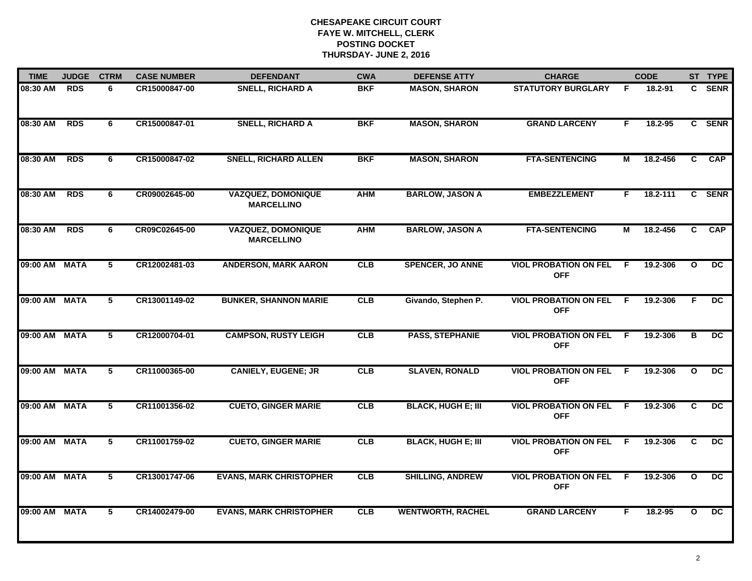**CHESAPEAKE CIRCUIT COURT**
**FAYE W. MITCHELL, CLERK**
**POSTING DOCKET**
**THURSDAY- JUNE 2, 2016**

| TIME | JUDGE | CTRM | CASE NUMBER | DEFENDANT | CWA | DEFENSE ATTY | CHARGE | | CODE | ST | TYPE |
|---|---|---|---|---|---|---|---|---|---|---|---|
| 08:30 AM | RDS | 6 | CR15000847-00 | SNELL, RICHARD A | BKF | MASON, SHARON | STATUTORY BURGLARY | F | 18.2-91 | C | SENR |
| 08:30 AM | RDS | 6 | CR15000847-01 | SNELL, RICHARD A | BKF | MASON, SHARON | GRAND LARCENY | F | 18.2-95 | C | SENR |
| 08:30 AM | RDS | 6 | CR15000847-02 | SNELL, RICHARD ALLEN | BKF | MASON, SHARON | FTA-SENTENCING | M | 18.2-456 | C | CAP |
| 08:30 AM | RDS | 6 | CR09002645-00 | VAZQUEZ, DOMONIQUE MARCELLINO | AHM | BARLOW, JASON A | EMBEZZLEMENT | F | 18.2-111 | C | SENR |
| 08:30 AM | RDS | 6 | CR09C02645-00 | VAZQUEZ, DOMONIQUE MARCELLINO | AHM | BARLOW, JASON A | FTA-SENTENCING | M | 18.2-456 | C | CAP |
| 09:00 AM | MATA | 5 | CR12002481-03 | ANDERSON, MARK AARON | CLB | SPENCER, JO ANNE | VIOL PROBATION ON FEL OFF | F | 19.2-306 | O | DC |
| 09:00 AM | MATA | 5 | CR13001149-02 | BUNKER, SHANNON MARIE | CLB | Givando, Stephen P. | VIOL PROBATION ON FEL OFF | F | 19.2-306 | F | DC |
| 09:00 AM | MATA | 5 | CR12000704-01 | CAMPSON, RUSTY LEIGH | CLB | PASS, STEPHANIE | VIOL PROBATION ON FEL OFF | F | 19.2-306 | B | DC |
| 09:00 AM | MATA | 5 | CR11000365-00 | CANIELY, EUGENE; JR | CLB | SLAVEN, RONALD | VIOL PROBATION ON FEL OFF | F | 19.2-306 | O | DC |
| 09:00 AM | MATA | 5 | CR11001356-02 | CUETO, GINGER MARIE | CLB | BLACK, HUGH E; III | VIOL PROBATION ON FEL OFF | F | 19.2-306 | C | DC |
| 09:00 AM | MATA | 5 | CR11001759-02 | CUETO, GINGER MARIE | CLB | BLACK, HUGH E; III | VIOL PROBATION ON FEL OFF | F | 19.2-306 | C | DC |
| 09:00 AM | MATA | 5 | CR13001747-06 | EVANS, MARK CHRISTOPHER | CLB | SHILLING, ANDREW | VIOL PROBATION ON FEL OFF | F | 19.2-306 | O | DC |
| 09:00 AM | MATA | 5 | CR14002479-00 | EVANS, MARK CHRISTOPHER | CLB | WENTWORTH, RACHEL | GRAND LARCENY | F | 18.2-95 | O | DC |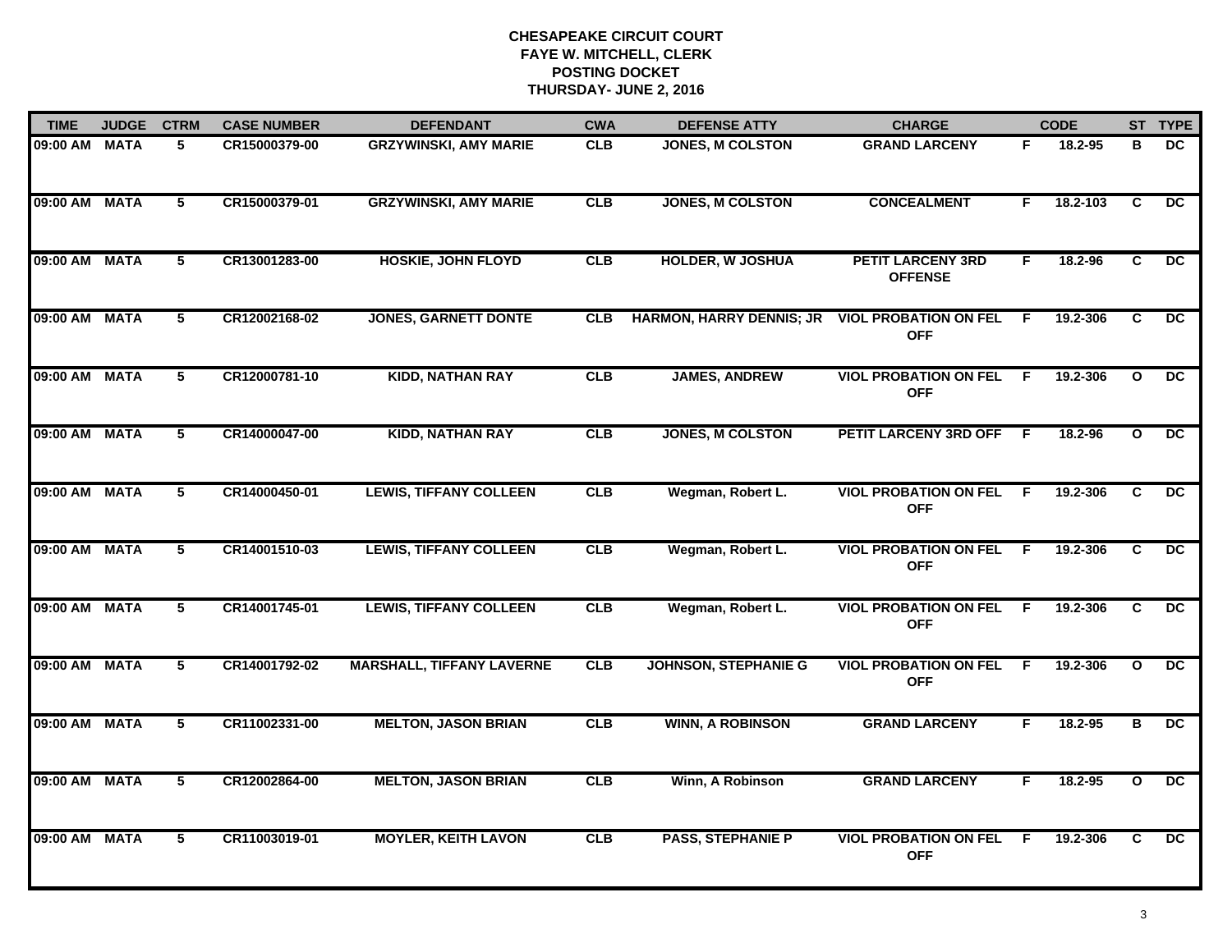**CHESAPEAKE CIRCUIT COURT**
**FAYE W. MITCHELL, CLERK**
**POSTING DOCKET**
**THURSDAY- JUNE 2, 2016**

| TIME | JUDGE | CTRM | CASE NUMBER | DEFENDANT | CWA | DEFENSE ATTY | CHARGE | | CODE | ST | TYPE |
|---|---|---|---|---|---|---|---|---|---|---|---|
| 09:00 AM | MATA | 5 | CR15000379-00 | GRZYWINSKI, AMY MARIE | CLB | JONES, M COLSTON | GRAND LARCENY | F | 18.2-95 | B | DC |
| 09:00 AM | MATA | 5 | CR15000379-01 | GRZYWINSKI, AMY MARIE | CLB | JONES, M COLSTON | CONCEALMENT | F | 18.2-103 | C | DC |
| 09:00 AM | MATA | 5 | CR13001283-00 | HOSKIE, JOHN FLOYD | CLB | HOLDER, W JOSHUA | PETIT LARCENY 3RD OFFENSE | F | 18.2-96 | C | DC |
| 09:00 AM | MATA | 5 | CR12002168-02 | JONES, GARNETT DONTE | CLB | HARMON, HARRY DENNIS; JR | VIOL PROBATION ON FEL OFF | F | 19.2-306 | C | DC |
| 09:00 AM | MATA | 5 | CR12000781-10 | KIDD, NATHAN RAY | CLB | JAMES, ANDREW | VIOL PROBATION ON FEL OFF | F | 19.2-306 | O | DC |
| 09:00 AM | MATA | 5 | CR14000047-00 | KIDD, NATHAN RAY | CLB | JONES, M COLSTON | PETIT LARCENY 3RD OFF | F | 18.2-96 | O | DC |
| 09:00 AM | MATA | 5 | CR14000450-01 | LEWIS, TIFFANY COLLEEN | CLB | Wegman, Robert L. | VIOL PROBATION ON FEL OFF | F | 19.2-306 | C | DC |
| 09:00 AM | MATA | 5 | CR14001510-03 | LEWIS, TIFFANY COLLEEN | CLB | Wegman, Robert L. | VIOL PROBATION ON FEL OFF | F | 19.2-306 | C | DC |
| 09:00 AM | MATA | 5 | CR14001745-01 | LEWIS, TIFFANY COLLEEN | CLB | Wegman, Robert L. | VIOL PROBATION ON FEL OFF | F | 19.2-306 | C | DC |
| 09:00 AM | MATA | 5 | CR14001792-02 | MARSHALL, TIFFANY LAVERNE | CLB | JOHNSON, STEPHANIE G | VIOL PROBATION ON FEL OFF | F | 19.2-306 | O | DC |
| 09:00 AM | MATA | 5 | CR11002331-00 | MELTON, JASON BRIAN | CLB | WINN, A ROBINSON | GRAND LARCENY | F | 18.2-95 | B | DC |
| 09:00 AM | MATA | 5 | CR12002864-00 | MELTON, JASON BRIAN | CLB | Winn, A Robinson | GRAND LARCENY | F | 18.2-95 | O | DC |
| 09:00 AM | MATA | 5 | CR11003019-01 | MOYLER, KEITH LAVON | CLB | PASS, STEPHANIE P | VIOL PROBATION ON FEL OFF | F | 19.2-306 | C | DC |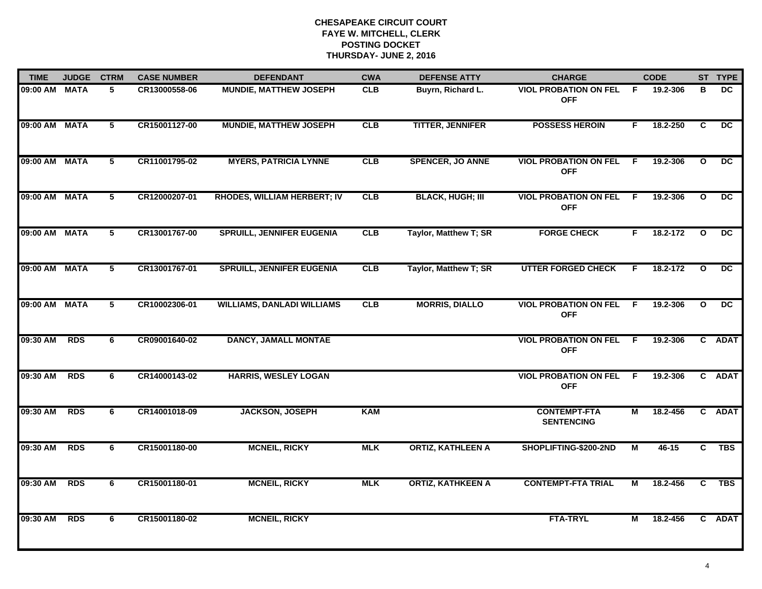# CHESAPEAKE CIRCUIT COURT
## FAYE W. MITCHELL, CLERK
## POSTING DOCKET
## THURSDAY- JUNE 2, 2016

| TIME | JUDGE | CTRM | CASE NUMBER | DEFENDANT | CWA | DEFENSE ATTY | CHARGE | | CODE | ST | TYPE |
|---|---|---|---|---|---|---|---|---|---|---|---|
| 09:00 AM | MATA | 5 | CR13000558-06 | MUNDIE, MATTHEW JOSEPH | CLB | Buyrn, Richard L. | VIOL PROBATION ON FEL OFF | F | 19.2-306 | B | DC |
| 09:00 AM | MATA | 5 | CR15001127-00 | MUNDIE, MATTHEW JOSEPH | CLB | TITTER, JENNIFER | POSSESS HEROIN | F | 18.2-250 | C | DC |
| 09:00 AM | MATA | 5 | CR11001795-02 | MYERS, PATRICIA LYNNE | CLB | SPENCER, JO ANNE | VIOL PROBATION ON FEL OFF | F | 19.2-306 | O | DC |
| 09:00 AM | MATA | 5 | CR12000207-01 | RHODES, WILLIAM HERBERT; IV | CLB | BLACK, HUGH; III | VIOL PROBATION ON FEL OFF | F | 19.2-306 | O | DC |
| 09:00 AM | MATA | 5 | CR13001767-00 | SPRUILL, JENNIFER EUGENIA | CLB | Taylor, Matthew T; SR | FORGE CHECK | F | 18.2-172 | O | DC |
| 09:00 AM | MATA | 5 | CR13001767-01 | SPRUILL, JENNIFER EUGENIA | CLB | Taylor, Matthew T; SR | UTTER FORGED CHECK | F | 18.2-172 | O | DC |
| 09:00 AM | MATA | 5 | CR10002306-01 | WILLIAMS, DANLADI WILLIAMS | CLB | MORRIS, DIALLO | VIOL PROBATION ON FEL OFF | F | 19.2-306 | O | DC |
| 09:30 AM | RDS | 6 | CR09001640-02 | DANCY, JAMALL MONTAE | | | VIOL PROBATION ON FEL OFF | F | 19.2-306 | C | ADAT |
| 09:30 AM | RDS | 6 | CR14000143-02 | HARRIS, WESLEY LOGAN | | | VIOL PROBATION ON FEL OFF | F | 19.2-306 | C | ADAT |
| 09:30 AM | RDS | 6 | CR14001018-09 | JACKSON, JOSEPH | KAM | | CONTEMPT-FTA SENTENCING | M | 18.2-456 | C | ADAT |
| 09:30 AM | RDS | 6 | CR15001180-00 | MCNEIL, RICKY | MLK | ORTIZ, KATHLEEN A | SHOPLIFTING-$200-2ND | M | 46-15 | C | TBS |
| 09:30 AM | RDS | 6 | CR15001180-01 | MCNEIL, RICKY | MLK | ORTIZ, KATHKEEN A | CONTEMPT-FTA TRIAL | M | 18.2-456 | C | TBS |
| 09:30 AM | RDS | 6 | CR15001180-02 | MCNEIL, RICKY | | | FTA-TRYL | M | 18.2-456 | C | ADAT |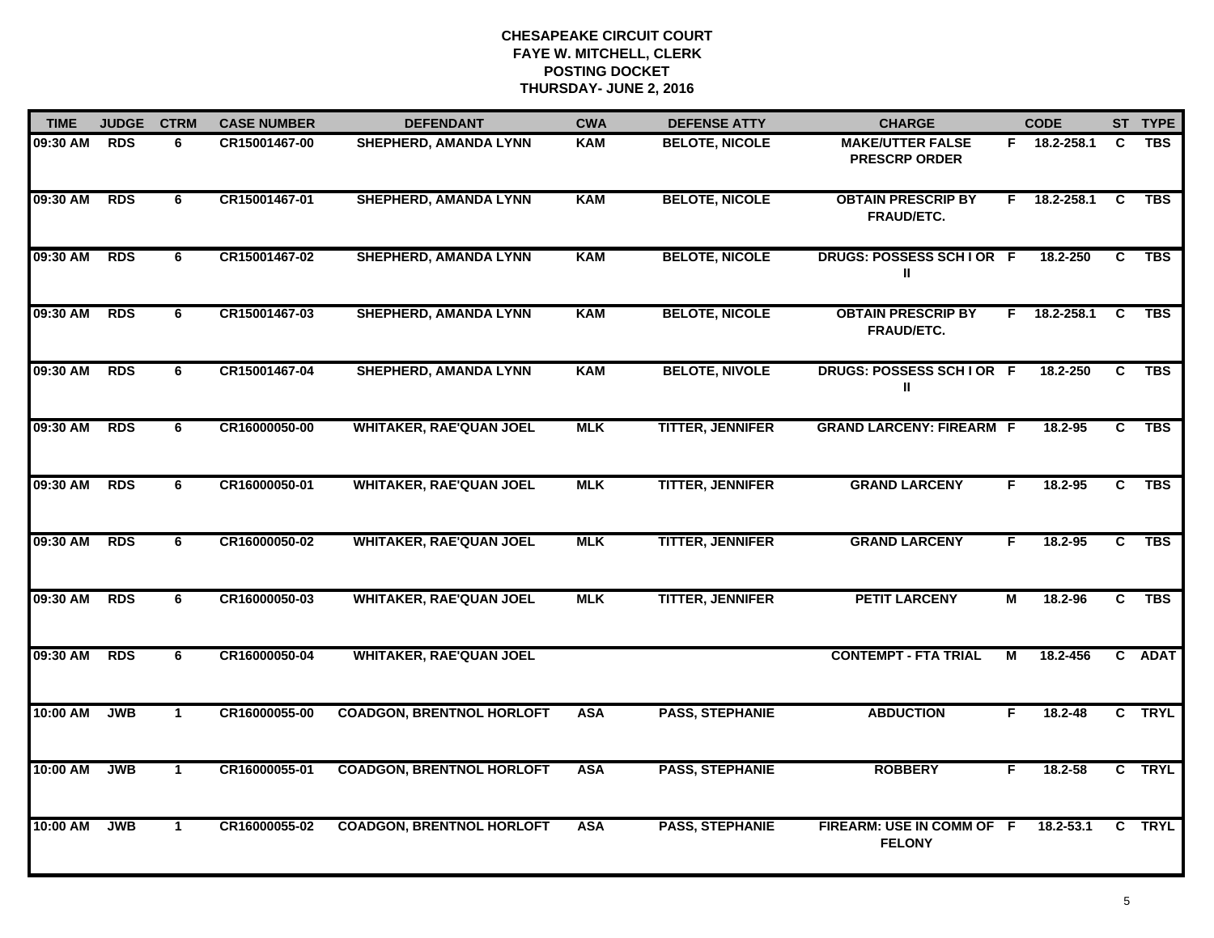# CHESAPEAKE CIRCUIT COURT
## FAYE W. MITCHELL, CLERK
## POSTING DOCKET
## THURSDAY- JUNE 2, 2016

| TIME | JUDGE | CTRM | CASE NUMBER | DEFENDANT | CWA | DEFENSE ATTY | CHARGE | | CODE | ST | TYPE |
|---|---|---|---|---|---|---|---|---|---|---|---|
| 09:30 AM | RDS | 6 | CR15001467-00 | SHEPHERD, AMANDA LYNN | KAM | BELOTE, NICOLE | MAKE/UTTER FALSE PRESCRP ORDER | F | 18.2-258.1 | C | TBS |
| 09:30 AM | RDS | 6 | CR15001467-01 | SHEPHERD, AMANDA LYNN | KAM | BELOTE, NICOLE | OBTAIN PRESCRIP BY FRAUD/ETC. | F | 18.2-258.1 | C | TBS |
| 09:30 AM | RDS | 6 | CR15001467-02 | SHEPHERD, AMANDA LYNN | KAM | BELOTE, NICOLE | DRUGS: POSSESS SCH I OR II | F | 18.2-250 | C | TBS |
| 09:30 AM | RDS | 6 | CR15001467-03 | SHEPHERD, AMANDA LYNN | KAM | BELOTE, NICOLE | OBTAIN PRESCRIP BY FRAUD/ETC. | F | 18.2-258.1 | C | TBS |
| 09:30 AM | RDS | 6 | CR15001467-04 | SHEPHERD, AMANDA LYNN | KAM | BELOTE, NIVOLE | DRUGS: POSSESS SCH I OR II | F | 18.2-250 | C | TBS |
| 09:30 AM | RDS | 6 | CR16000050-00 | WHITAKER, RAE'QUAN JOEL | MLK | TITTER, JENNIFER | GRAND LARCENY: FIREARM | F | 18.2-95 | C | TBS |
| 09:30 AM | RDS | 6 | CR16000050-01 | WHITAKER, RAE'QUAN JOEL | MLK | TITTER, JENNIFER | GRAND LARCENY | F | 18.2-95 | C | TBS |
| 09:30 AM | RDS | 6 | CR16000050-02 | WHITAKER, RAE'QUAN JOEL | MLK | TITTER, JENNIFER | GRAND LARCENY | F | 18.2-95 | C | TBS |
| 09:30 AM | RDS | 6 | CR16000050-03 | WHITAKER, RAE'QUAN JOEL | MLK | TITTER, JENNIFER | PETIT LARCENY | M | 18.2-96 | C | TBS |
| 09:30 AM | RDS | 6 | CR16000050-04 | WHITAKER, RAE'QUAN JOEL | | | CONTEMPT - FTA TRIAL | M | 18.2-456 | C | ADAT |
| 10:00 AM | JWB | 1 | CR16000055-00 | COADGON, BRENTNOL HORLOFT | ASA | PASS, STEPHANIE | ABDUCTION | F | 18.2-48 | C | TRYL |
| 10:00 AM | JWB | 1 | CR16000055-01 | COADGON, BRENTNOL HORLOFT | ASA | PASS, STEPHANIE | ROBBERY | F | 18.2-58 | C | TRYL |
| 10:00 AM | JWB | 1 | CR16000055-02 | COADGON, BRENTNOL HORLOFT | ASA | PASS, STEPHANIE | FIREARM: USE IN COMM OF FELONY | F | 18.2-53.1 | C | TRYL |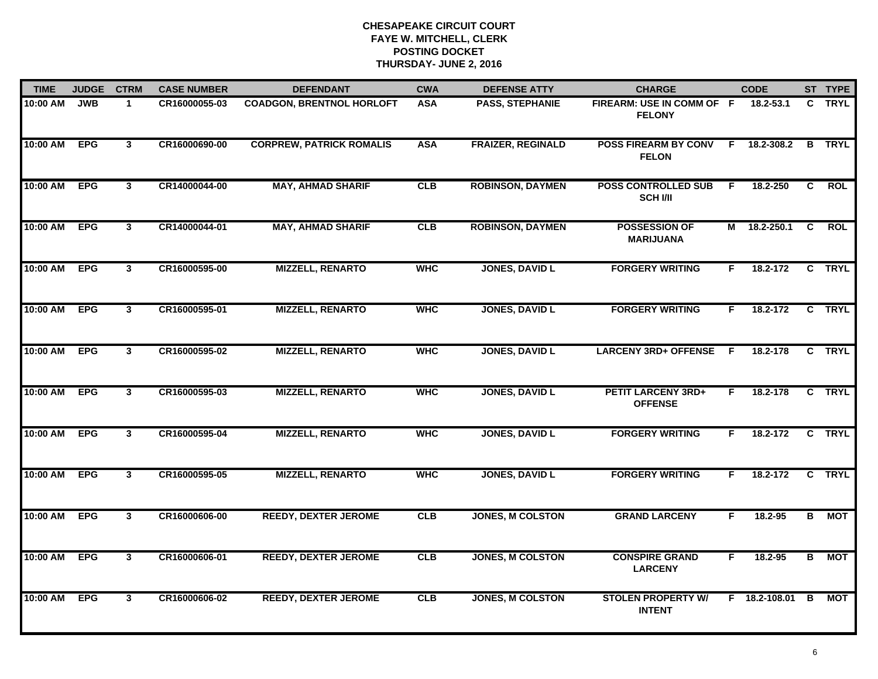# CHESAPEAKE CIRCUIT COURT
## FAYE W. MITCHELL, CLERK
## POSTING DOCKET
## THURSDAY- JUNE 2, 2016

| TIME | JUDGE | CTRM | CASE NUMBER | DEFENDANT | CWA | DEFENSE ATTY | CHARGE | | CODE | ST | TYPE |
|---|---|---|---|---|---|---|---|---|---|---|---|
| 10:00 AM | JWB | 1 | CR16000055-03 | COADGON, BRENTNOL HORLOFT | ASA | PASS, STEPHANIE | FIREARM: USE IN COMM OF FELONY | F | 18.2-53.1 | C | TRYL |
| 10:00 AM | EPG | 3 | CR16000690-00 | CORPREW, PATRICK ROMALIS | ASA | FRAIZER, REGINALD | POSS FIREARM BY CONV FELON | F | 18.2-308.2 | B | TRYL |
| 10:00 AM | EPG | 3 | CR14000044-00 | MAY, AHMAD SHARIF | CLB | ROBINSON, DAYMEN | POSS CONTROLLED SUB SCH I/II | F | 18.2-250 | C | ROL |
| 10:00 AM | EPG | 3 | CR14000044-01 | MAY, AHMAD SHARIF | CLB | ROBINSON, DAYMEN | POSSESSION OF MARIJUANA | M | 18.2-250.1 | C | ROL |
| 10:00 AM | EPG | 3 | CR16000595-00 | MIZZELL, RENARTO | WHC | JONES, DAVID L | FORGERY WRITING | F | 18.2-172 | C | TRYL |
| 10:00 AM | EPG | 3 | CR16000595-01 | MIZZELL, RENARTO | WHC | JONES, DAVID L | FORGERY WRITING | F | 18.2-172 | C | TRYL |
| 10:00 AM | EPG | 3 | CR16000595-02 | MIZZELL, RENARTO | WHC | JONES, DAVID L | LARCENY 3RD+ OFFENSE | F | 18.2-178 | C | TRYL |
| 10:00 AM | EPG | 3 | CR16000595-03 | MIZZELL, RENARTO | WHC | JONES, DAVID L | PETIT LARCENY 3RD+ OFFENSE | F | 18.2-178 | C | TRYL |
| 10:00 AM | EPG | 3 | CR16000595-04 | MIZZELL, RENARTO | WHC | JONES, DAVID L | FORGERY WRITING | F | 18.2-172 | C | TRYL |
| 10:00 AM | EPG | 3 | CR16000595-05 | MIZZELL, RENARTO | WHC | JONES, DAVID L | FORGERY WRITING | F | 18.2-172 | C | TRYL |
| 10:00 AM | EPG | 3 | CR16000606-00 | REEDY, DEXTER JEROME | CLB | JONES, M COLSTON | GRAND LARCENY | F | 18.2-95 | B | MOT |
| 10:00 AM | EPG | 3 | CR16000606-01 | REEDY, DEXTER JEROME | CLB | JONES, M COLSTON | CONSPIRE GRAND LARCENY | F | 18.2-95 | B | MOT |
| 10:00 AM | EPG | 3 | CR16000606-02 | REEDY, DEXTER JEROME | CLB | JONES, M COLSTON | STOLEN PROPERTY W/ INTENT | F | 18.2-108.01 | B | MOT |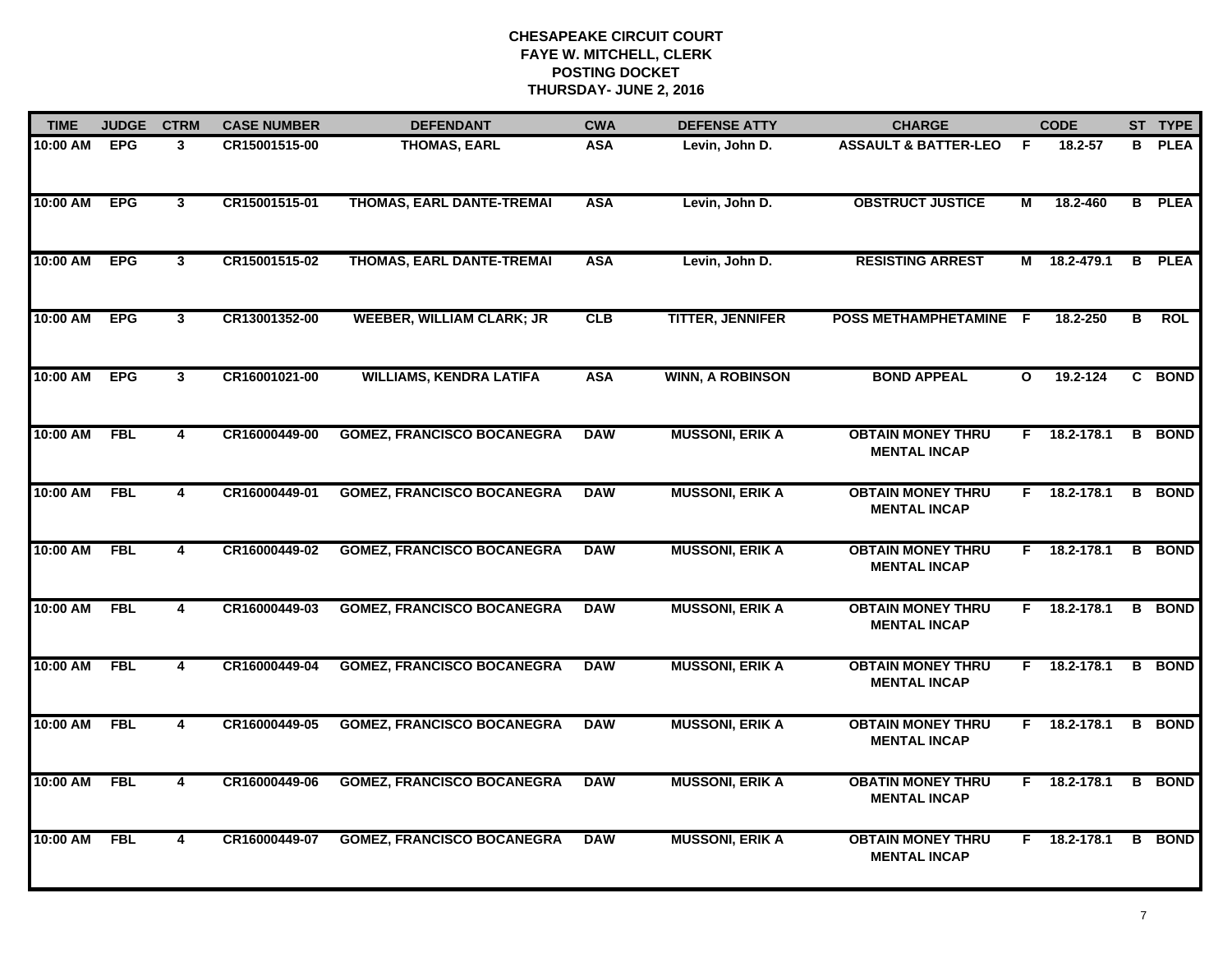**CHESAPEAKE CIRCUIT COURT**
**FAYE W. MITCHELL, CLERK**
**POSTING DOCKET**
**THURSDAY- JUNE 2, 2016**

| TIME | JUDGE | CTRM | CASE NUMBER | DEFENDANT | CWA | DEFENSE ATTY | CHARGE | | CODE | ST | TYPE |
|---|---|---|---|---|---|---|---|---|---|---|---|
| 10:00 AM | EPG | 3 | CR15001515-00 | THOMAS, EARL | ASA | Levin, John D. | ASSAULT & BATTER-LEO | F | 18.2-57 | B | PLEA |
| 10:00 AM | EPG | 3 | CR15001515-01 | THOMAS, EARL DANTE-TREMAI | ASA | Levin, John D. | OBSTRUCT JUSTICE | M | 18.2-460 | B | PLEA |
| 10:00 AM | EPG | 3 | CR15001515-02 | THOMAS, EARL DANTE-TREMAI | ASA | Levin, John D. | RESISTING ARREST | M | 18.2-479.1 | B | PLEA |
| 10:00 AM | EPG | 3 | CR13001352-00 | WEEBER, WILLIAM CLARK; JR | CLB | TITTER, JENNIFER | POSS METHAMPHETAMINE | F | 18.2-250 | B | ROL |
| 10:00 AM | EPG | 3 | CR16001021-00 | WILLIAMS, KENDRA LATIFA | ASA | WINN, A ROBINSON | BOND APPEAL | O | 19.2-124 | C | BOND |
| 10:00 AM | FBL | 4 | CR16000449-00 | GOMEZ, FRANCISCO BOCANEGRA | DAW | MUSSONI, ERIK A | OBTAIN MONEY THRU MENTAL INCAP | F | 18.2-178.1 | B | BOND |
| 10:00 AM | FBL | 4 | CR16000449-01 | GOMEZ, FRANCISCO BOCANEGRA | DAW | MUSSONI, ERIK A | OBTAIN MONEY THRU MENTAL INCAP | F | 18.2-178.1 | B | BOND |
| 10:00 AM | FBL | 4 | CR16000449-02 | GOMEZ, FRANCISCO BOCANEGRA | DAW | MUSSONI, ERIK A | OBTAIN MONEY THRU MENTAL INCAP | F | 18.2-178.1 | B | BOND |
| 10:00 AM | FBL | 4 | CR16000449-03 | GOMEZ, FRANCISCO BOCANEGRA | DAW | MUSSONI, ERIK A | OBTAIN MONEY THRU MENTAL INCAP | F | 18.2-178.1 | B | BOND |
| 10:00 AM | FBL | 4 | CR16000449-04 | GOMEZ, FRANCISCO BOCANEGRA | DAW | MUSSONI, ERIK A | OBTAIN MONEY THRU MENTAL INCAP | F | 18.2-178.1 | B | BOND |
| 10:00 AM | FBL | 4 | CR16000449-05 | GOMEZ, FRANCISCO BOCANEGRA | DAW | MUSSONI, ERIK A | OBTAIN MONEY THRU MENTAL INCAP | F | 18.2-178.1 | B | BOND |
| 10:00 AM | FBL | 4 | CR16000449-06 | GOMEZ, FRANCISCO BOCANEGRA | DAW | MUSSONI, ERIK A | OBATIN MONEY THRU MENTAL INCAP | F | 18.2-178.1 | B | BOND |
| 10:00 AM | FBL | 4 | CR16000449-07 | GOMEZ, FRANCISCO BOCANEGRA | DAW | MUSSONI, ERIK A | OBTAIN MONEY THRU MENTAL INCAP | F | 18.2-178.1 | B | BOND |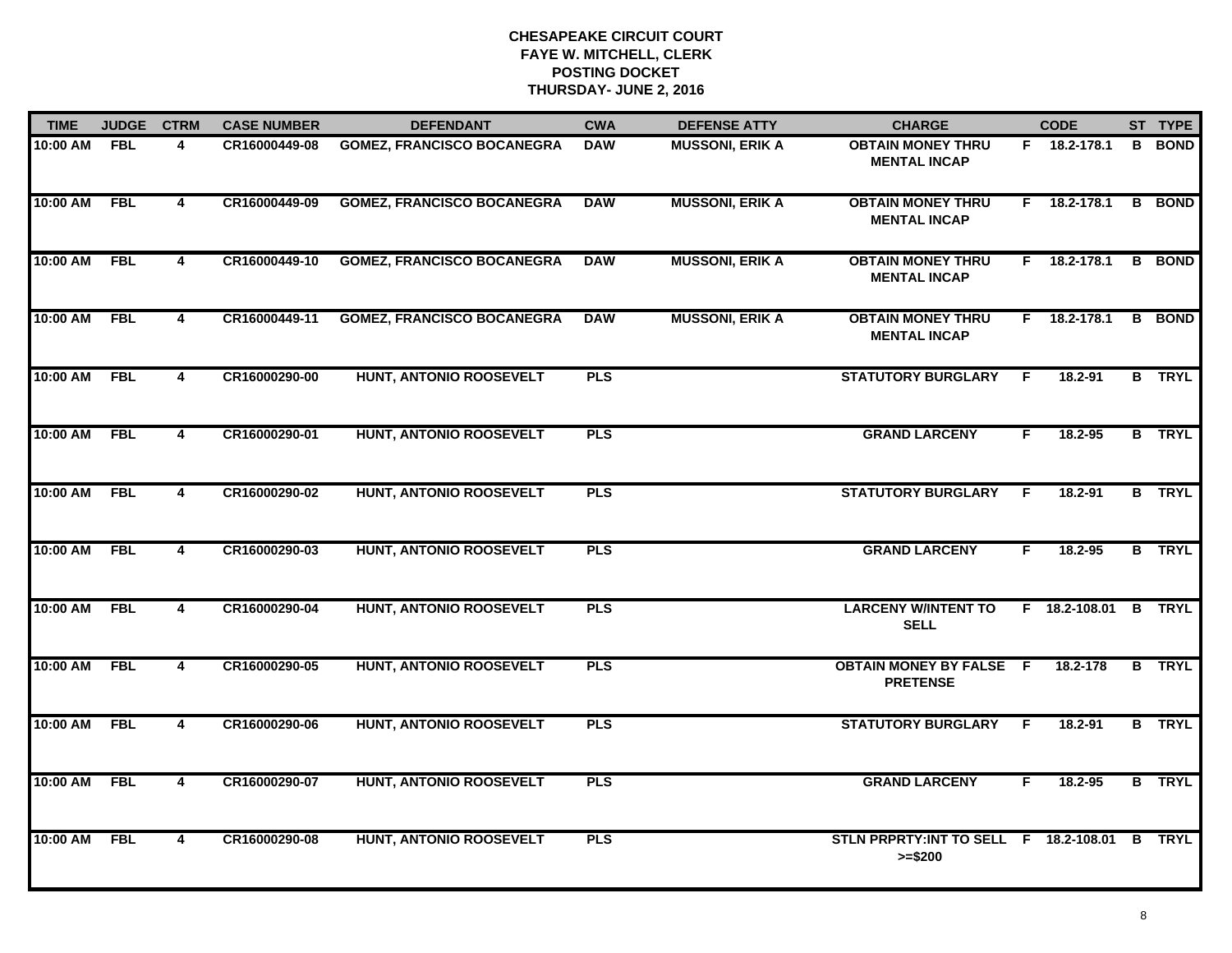# CHESAPEAKE CIRCUIT COURT
## FAYE W. MITCHELL, CLERK
## POSTING DOCKET
## THURSDAY- JUNE 2, 2016

| TIME | JUDGE | CTRM | CASE NUMBER | DEFENDANT | CWA | DEFENSE ATTY | CHARGE | | CODE | ST | TYPE |
|---|---|---|---|---|---|---|---|---|---|---|---|
| 10:00 AM | FBL | 4 | CR16000449-08 | GOMEZ, FRANCISCO BOCANEGRA | DAW | MUSSONI, ERIK A | OBTAIN MONEY THRU MENTAL INCAP | F | 18.2-178.1 | B | BOND |
| 10:00 AM | FBL | 4 | CR16000449-09 | GOMEZ, FRANCISCO BOCANEGRA | DAW | MUSSONI, ERIK A | OBTAIN MONEY THRU MENTAL INCAP | F | 18.2-178.1 | B | BOND |
| 10:00 AM | FBL | 4 | CR16000449-10 | GOMEZ, FRANCISCO BOCANEGRA | DAW | MUSSONI, ERIK A | OBTAIN MONEY THRU MENTAL INCAP | F | 18.2-178.1 | B | BOND |
| 10:00 AM | FBL | 4 | CR16000449-11 | GOMEZ, FRANCISCO BOCANEGRA | DAW | MUSSONI, ERIK A | OBTAIN MONEY THRU MENTAL INCAP | F | 18.2-178.1 | B | BOND |
| 10:00 AM | FBL | 4 | CR16000290-00 | HUNT, ANTONIO ROOSEVELT | PLS | | STATUTORY BURGLARY | F | 18.2-91 | B | TRYL |
| 10:00 AM | FBL | 4 | CR16000290-01 | HUNT, ANTONIO ROOSEVELT | PLS | | GRAND LARCENY | F | 18.2-95 | B | TRYL |
| 10:00 AM | FBL | 4 | CR16000290-02 | HUNT, ANTONIO ROOSEVELT | PLS | | STATUTORY BURGLARY | F | 18.2-91 | B | TRYL |
| 10:00 AM | FBL | 4 | CR16000290-03 | HUNT, ANTONIO ROOSEVELT | PLS | | GRAND LARCENY | F | 18.2-95 | B | TRYL |
| 10:00 AM | FBL | 4 | CR16000290-04 | HUNT, ANTONIO ROOSEVELT | PLS | | LARCENY W/INTENT TO SELL | F | 18.2-108.01 | B | TRYL |
| 10:00 AM | FBL | 4 | CR16000290-05 | HUNT, ANTONIO ROOSEVELT | PLS | | OBTAIN MONEY BY FALSE PRETENSE | F | 18.2-178 | B | TRYL |
| 10:00 AM | FBL | 4 | CR16000290-06 | HUNT, ANTONIO ROOSEVELT | PLS | | STATUTORY BURGLARY | F | 18.2-91 | B | TRYL |
| 10:00 AM | FBL | 4 | CR16000290-07 | HUNT, ANTONIO ROOSEVELT | PLS | | GRAND LARCENY | F | 18.2-95 | B | TRYL |
| 10:00 AM | FBL | 4 | CR16000290-08 | HUNT, ANTONIO ROOSEVELT | PLS | | STLN PRPRTY:INT TO SELL >=$200 | F | 18.2-108.01 | B | TRYL |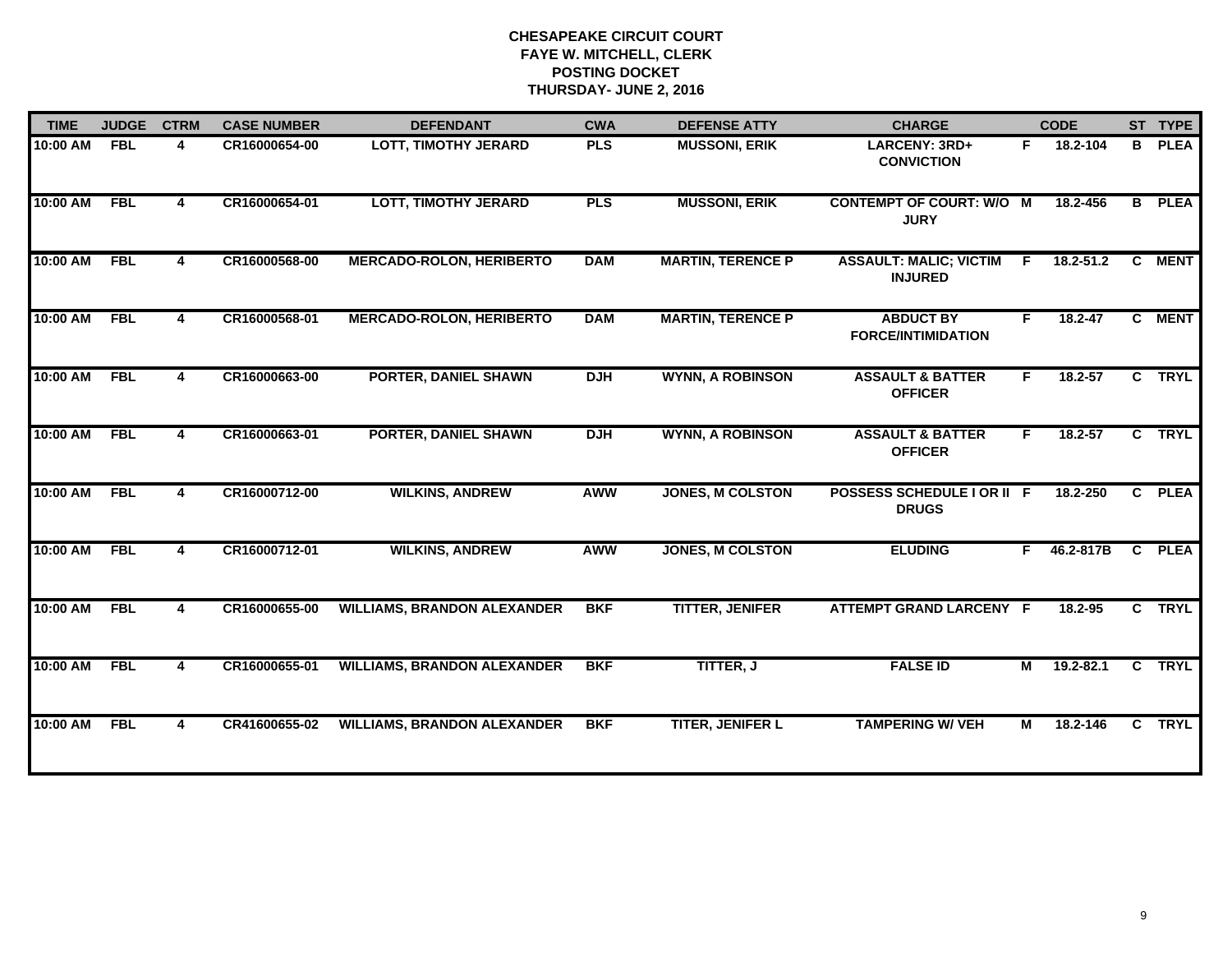# CHESAPEAKE CIRCUIT COURT
## FAYE W. MITCHELL, CLERK
## POSTING DOCKET
## THURSDAY- JUNE 2, 2016

| TIME | JUDGE | CTRM | CASE NUMBER | DEFENDANT | CWA | DEFENSE ATTY | CHARGE | | CODE | ST | TYPE |
|---|---|---|---|---|---|---|---|---|---|---|---|
| 10:00 AM | FBL | 4 | CR16000654-00 | LOTT, TIMOTHY JERARD | PLS | MUSSONI, ERIK | LARCENY: 3RD+ CONVICTION | F | 18.2-104 | B | PLEA |
| 10:00 AM | FBL | 4 | CR16000654-01 | LOTT, TIMOTHY JERARD | PLS | MUSSONI, ERIK | CONTEMPT OF COURT: W/O JURY | M | 18.2-456 | B | PLEA |
| 10:00 AM | FBL | 4 | CR16000568-00 | MERCADO-ROLON, HERIBERTO | DAM | MARTIN, TERENCE P | ASSAULT: MALIC; VICTIM INJURED | F | 18.2-51.2 | C | MENT |
| 10:00 AM | FBL | 4 | CR16000568-01 | MERCADO-ROLON, HERIBERTO | DAM | MARTIN, TERENCE P | ABDUCT BY FORCE/INTIMIDATION | F | 18.2-47 | C | MENT |
| 10:00 AM | FBL | 4 | CR16000663-00 | PORTER, DANIEL SHAWN | DJH | WYNN, A ROBINSON | ASSAULT & BATTER OFFICER | F | 18.2-57 | C | TRYL |
| 10:00 AM | FBL | 4 | CR16000663-01 | PORTER, DANIEL SHAWN | DJH | WYNN, A ROBINSON | ASSAULT & BATTER OFFICER | F | 18.2-57 | C | TRYL |
| 10:00 AM | FBL | 4 | CR16000712-00 | WILKINS, ANDREW | AWW | JONES, M COLSTON | POSSESS SCHEDULE I OR II DRUGS | F | 18.2-250 | C | PLEA |
| 10:00 AM | FBL | 4 | CR16000712-01 | WILKINS, ANDREW | AWW | JONES, M COLSTON | ELUDING | F | 46.2-817B | C | PLEA |
| 10:00 AM | FBL | 4 | CR16000655-00 | WILLIAMS, BRANDON ALEXANDER | BKF | TITTER, JENIFER | ATTEMPT GRAND LARCENY | F | 18.2-95 | C | TRYL |
| 10:00 AM | FBL | 4 | CR16000655-01 | WILLIAMS, BRANDON ALEXANDER | BKF | TITTER, J | FALSE ID | M | 19.2-82.1 | C | TRYL |
| 10:00 AM | FBL | 4 | CR41600655-02 | WILLIAMS, BRANDON ALEXANDER | BKF | TITER, JENIFER L | TAMPERING W/ VEH | M | 18.2-146 | C | TRYL |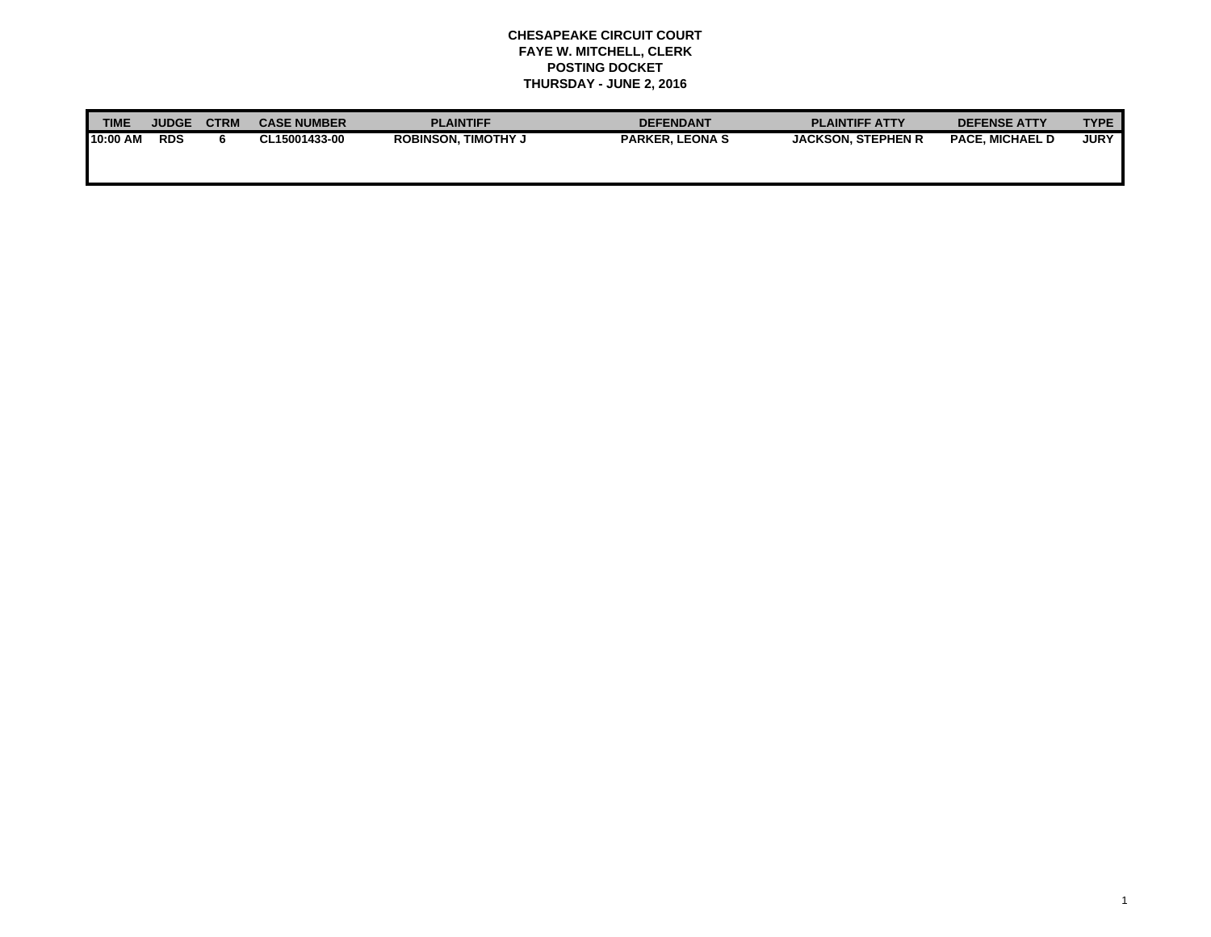**CHESAPEAKE CIRCUIT COURT**
**FAYE W. MITCHELL, CLERK**
**POSTING DOCKET**
**THURSDAY - JUNE 2, 2016**

| TIME | JUDGE | CTRM | CASE NUMBER | PLAINTIFF | DEFENDANT | PLAINTIFF ATTY | DEFENSE ATTY | TYPE |
|---|---|---|---|---|---|---|---|---|
| 10:00 AM | RDS | 6 | CL15001433-00 | ROBINSON, TIMOTHY J | PARKER, LEONA S | JACKSON, STEPHEN R | PACE, MICHAEL D | JURY |